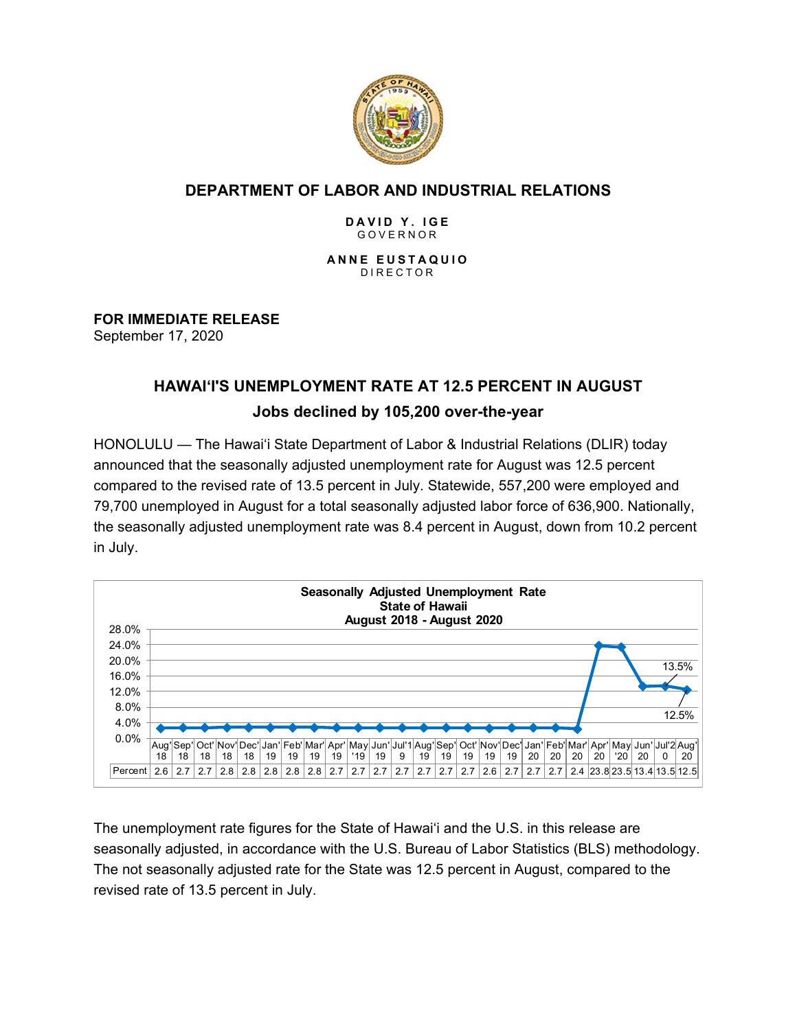**DEPARTMENT OF LABOR AND INDUSTRIAL RELATIONS**

**DAVID Y. IGE**
GOVERNOR

**ANNE EUSTAQUIO**
DIRECTOR

**FOR IMMEDIATE RELEASE**
September 17, 2020

## HAWAIʻI'S UNEMPLOYMENT RATE AT 12.5 PERCENT IN AUGUST

### Jobs declined by 105,200 over-the-year

HONOLULU — The Hawaiʻi State Department of Labor & Industrial Relations (DLIR) today announced that the seasonally adjusted unemployment rate for August was 12.5 percent compared to the revised rate of 13.5 percent in July. Statewide, 557,200 were employed and 79,700 unemployed in August for a total seasonally adjusted labor force of 636,900. Nationally, the seasonally adjusted unemployment rate was 8.4 percent in August, down from 10.2 percent in July.

**Seasonally Adjusted Unemployment Rate**
**State of Hawaii**
**August 2018 - August 2020**

| | Aug'18 | Sep'18 | Oct'18 | Nov'18 | Dec'18 | Jan'19 | Feb'19 | Mar'19 | Apr'19 | May'19 | Jun'19 | Jul'19 | Aug'19 | Sep'19 | Oct'19 | Nov'19 | Dec'19 | Jan'20 | Feb'20 | Mar'20 | Apr'20 | May'20 | Jun'20 | Jul'20 | Aug'20 |
|---|---|---|---|---|---|---|---|---|---|---|---|---|---|---|---|---|---|---|---|---|---|---|---|---|---|
| Percent | 2.6 | 2.7 | 2.7 | 2.8 | 2.8 | 2.8 | 2.8 | 2.8 | 2.7 | 2.7 | 2.7 | 2.7 | 2.7 | 2.7 | 2.7 | 2.6 | 2.7 | 2.7 | 2.7 | 2.4 | 23.8 | 23.5 | 13.4 | 13.5 | 12.5 |

The unemployment rate figures for the State of Hawaiʻi and the U.S. in this release are seasonally adjusted, in accordance with the U.S. Bureau of Labor Statistics (BLS) methodology. The not seasonally adjusted rate for the State was 12.5 percent in August, compared to the revised rate of 13.5 percent in July.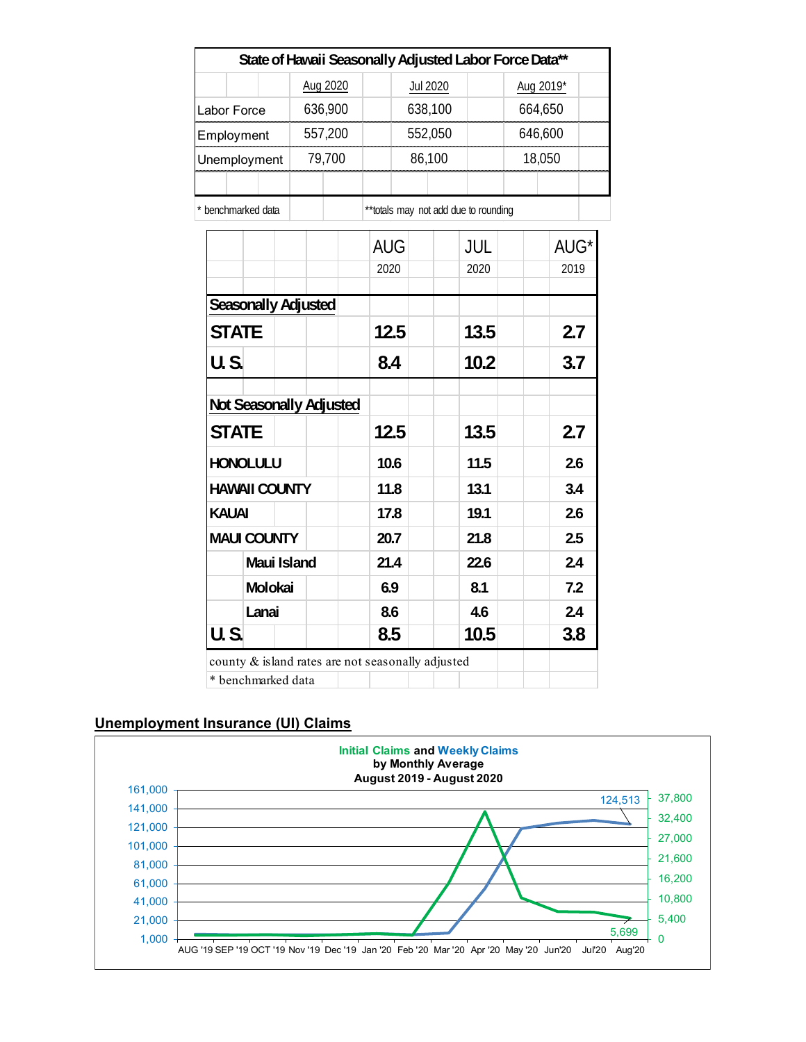**State of Hawaii Seasonally Adjusted Labor Force Data****

| | Aug 2020 | Jul 2020 | Aug 2019* |
|---|---|---|---|
| Labor Force | 636,900 | 638,100 | 664,650 |
| Employment | 557,200 | 552,050 | 646,600 |
| Unemployment | 79,700 | 86,100 | 18,050 |

\* benchmarked data　　**totals may not add due to rounding

| | AUG 2020 | JUL 2020 | AUG* 2019 |
|---|---|---|---|
| **Seasonally Adjusted** | | | |
| **STATE** | **12.5** | **13.5** | **2.7** |
| **U. S.** | **8.4** | **10.2** | **3.7** |
| **Not Seasonally Adjusted** | | | |
| **STATE** | **12.5** | **13.5** | **2.7** |
| **HONOLULU** | 10.6 | 11.5 | 2.6 |
| **HAWAII COUNTY** | 11.8 | 13.1 | 3.4 |
| **KAUAI** | 17.8 | 19.1 | 2.6 |
| **MAUI COUNTY** | 20.7 | 21.8 | 2.5 |
| Maui Island | 21.4 | 22.6 | 2.4 |
| Molokai | 6.9 | 8.1 | 7.2 |
| Lanai | 8.6 | 4.6 | 2.4 |
| **U. S.** | **8.5** | **10.5** | **3.8** |

county & island rates are not seasonally adjusted

\* benchmarked data

## Unemployment Insurance (UI) Claims

**Initial Claims and Weekly Claims by Monthly Average August 2019 - August 2020**

Left axis (Weekly Claims): 1,000; 21,000; 41,000; 61,000; 81,000; 101,000; 121,000; 141,000; 161,000

Right axis (Initial Claims): 0; 5,400; 10,800; 16,200; 21,600; 27,000; 32,400; 37,800

X-axis: AUG '19, SEP '19, OCT '19, Nov '19, Dec '19, Jan '20, Feb '20, Mar '20, Apr '20, May '20, Jun'20, Jul'20, Aug'20

Labels: 124,513 (Weekly Claims, Aug'20); 5,699 (Initial Claims, Aug'20)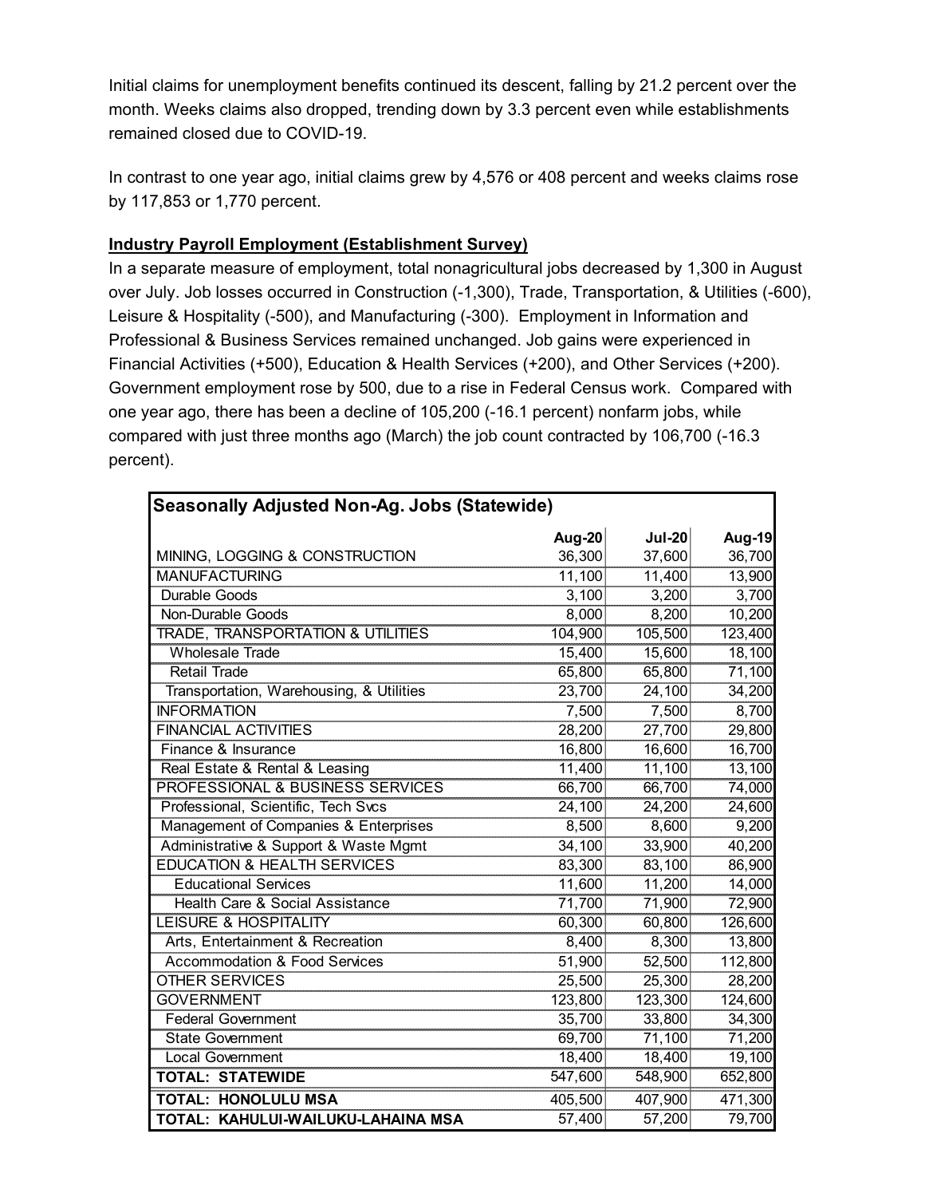Initial claims for unemployment benefits continued its descent, falling by 21.2 percent over the month. Weeks claims also dropped, trending down by 3.3 percent even while establishments remained closed due to COVID-19.

In contrast to one year ago, initial claims grew by 4,576 or 408 percent and weeks claims rose by 117,853 or 1,770 percent.

**Industry Payroll Employment (Establishment Survey)**

In a separate measure of employment, total nonagricultural jobs decreased by 1,300 in August over July. Job losses occurred in Construction (-1,300), Trade, Transportation, & Utilities (-600), Leisure & Hospitality (-500), and Manufacturing (-300). Employment in Information and Professional & Business Services remained unchanged. Job gains were experienced in Financial Activities (+500), Education & Health Services (+200), and Other Services (+200). Government employment rose by 500, due to a rise in Federal Census work. Compared with one year ago, there has been a decline of 105,200 (-16.1 percent) nonfarm jobs, while compared with just three months ago (March) the job count contracted by 106,700 (-16.3 percent).

| Seasonally Adjusted Non-Ag. Jobs (Statewide) | Aug-20 | Jul-20 | Aug-19 |
|---|---|---|---|
| MINING, LOGGING & CONSTRUCTION | 36,300 | 37,600 | 36,700 |
| MANUFACTURING | 11,100 | 11,400 | 13,900 |
| Durable Goods | 3,100 | 3,200 | 3,700 |
| Non-Durable Goods | 8,000 | 8,200 | 10,200 |
| TRADE, TRANSPORTATION & UTILITIES | 104,900 | 105,500 | 123,400 |
| Wholesale Trade | 15,400 | 15,600 | 18,100 |
| Retail Trade | 65,800 | 65,800 | 71,100 |
| Transportation, Warehousing, & Utilities | 23,700 | 24,100 | 34,200 |
| INFORMATION | 7,500 | 7,500 | 8,700 |
| FINANCIAL ACTIVITIES | 28,200 | 27,700 | 29,800 |
| Finance & Insurance | 16,800 | 16,600 | 16,700 |
| Real Estate & Rental & Leasing | 11,400 | 11,100 | 13,100 |
| PROFESSIONAL & BUSINESS SERVICES | 66,700 | 66,700 | 74,000 |
| Professional, Scientific, Tech Svcs | 24,100 | 24,200 | 24,600 |
| Management of Companies & Enterprises | 8,500 | 8,600 | 9,200 |
| Administrative & Support & Waste Mgmt | 34,100 | 33,900 | 40,200 |
| EDUCATION & HEALTH SERVICES | 83,300 | 83,100 | 86,900 |
| Educational Services | 11,600 | 11,200 | 14,000 |
| Health Care & Social Assistance | 71,700 | 71,900 | 72,900 |
| LEISURE & HOSPITALITY | 60,300 | 60,800 | 126,600 |
| Arts, Entertainment & Recreation | 8,400 | 8,300 | 13,800 |
| Accommodation & Food Services | 51,900 | 52,500 | 112,800 |
| OTHER SERVICES | 25,500 | 25,300 | 28,200 |
| GOVERNMENT | 123,800 | 123,300 | 124,600 |
| Federal Government | 35,700 | 33,800 | 34,300 |
| State Government | 69,700 | 71,100 | 71,200 |
| Local Government | 18,400 | 18,400 | 19,100 |
| **TOTAL: STATEWIDE** | 547,600 | 548,900 | 652,800 |
| **TOTAL: HONOLULU MSA** | 405,500 | 407,900 | 471,300 |
| **TOTAL: KAHULUI-WAILUKU-LAHAINA MSA** | 57,400 | 57,200 | 79,700 |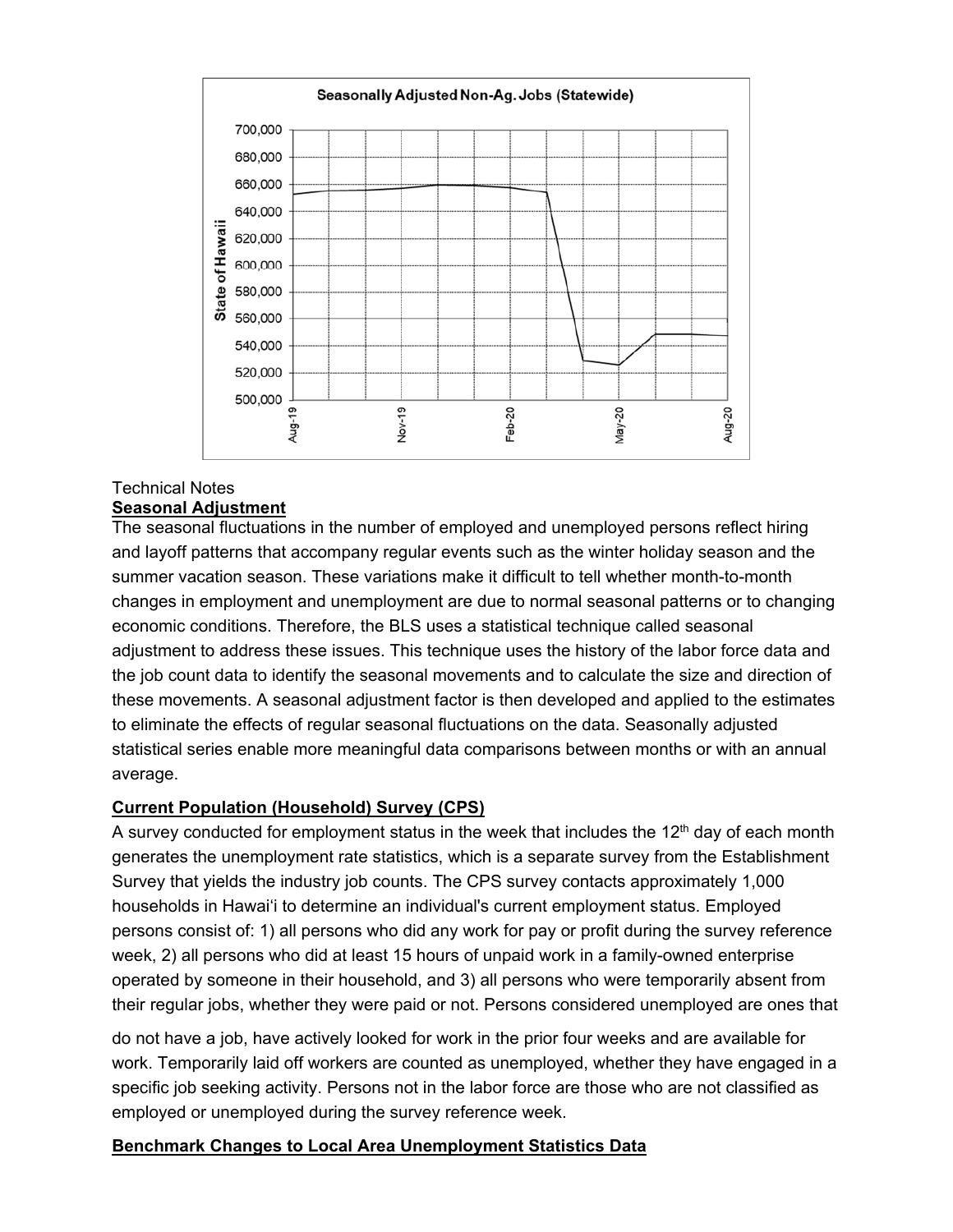Technical Notes

## Seasonal Adjustment

The seasonal fluctuations in the number of employed and unemployed persons reflect hiring and layoff patterns that accompany regular events such as the winter holiday season and the summer vacation season. These variations make it difficult to tell whether month-to-month changes in employment and unemployment are due to normal seasonal patterns or to changing economic conditions. Therefore, the BLS uses a statistical technique called seasonal adjustment to address these issues. This technique uses the history of the labor force data and the job count data to identify the seasonal movements and to calculate the size and direction of these movements. A seasonal adjustment factor is then developed and applied to the estimates to eliminate the effects of regular seasonal fluctuations on the data. Seasonally adjusted statistical series enable more meaningful data comparisons between months or with an annual average.

## Current Population (Household) Survey (CPS)

A survey conducted for employment status in the week that includes the 12th day of each month generates the unemployment rate statistics, which is a separate survey from the Establishment Survey that yields the industry job counts. The CPS survey contacts approximately 1,000 households in Hawai‘i to determine an individual's current employment status. Employed persons consist of: 1) all persons who did any work for pay or profit during the survey reference week, 2) all persons who did at least 15 hours of unpaid work in a family-owned enterprise operated by someone in their household, and 3) all persons who were temporarily absent from their regular jobs, whether they were paid or not. Persons considered unemployed are ones that do not have a job, have actively looked for work in the prior four weeks and are available for work. Temporarily laid off workers are counted as unemployed, whether they have engaged in a specific job seeking activity. Persons not in the labor force are those who are not classified as employed or unemployed during the survey reference week.

## Benchmark Changes to Local Area Unemployment Statistics Data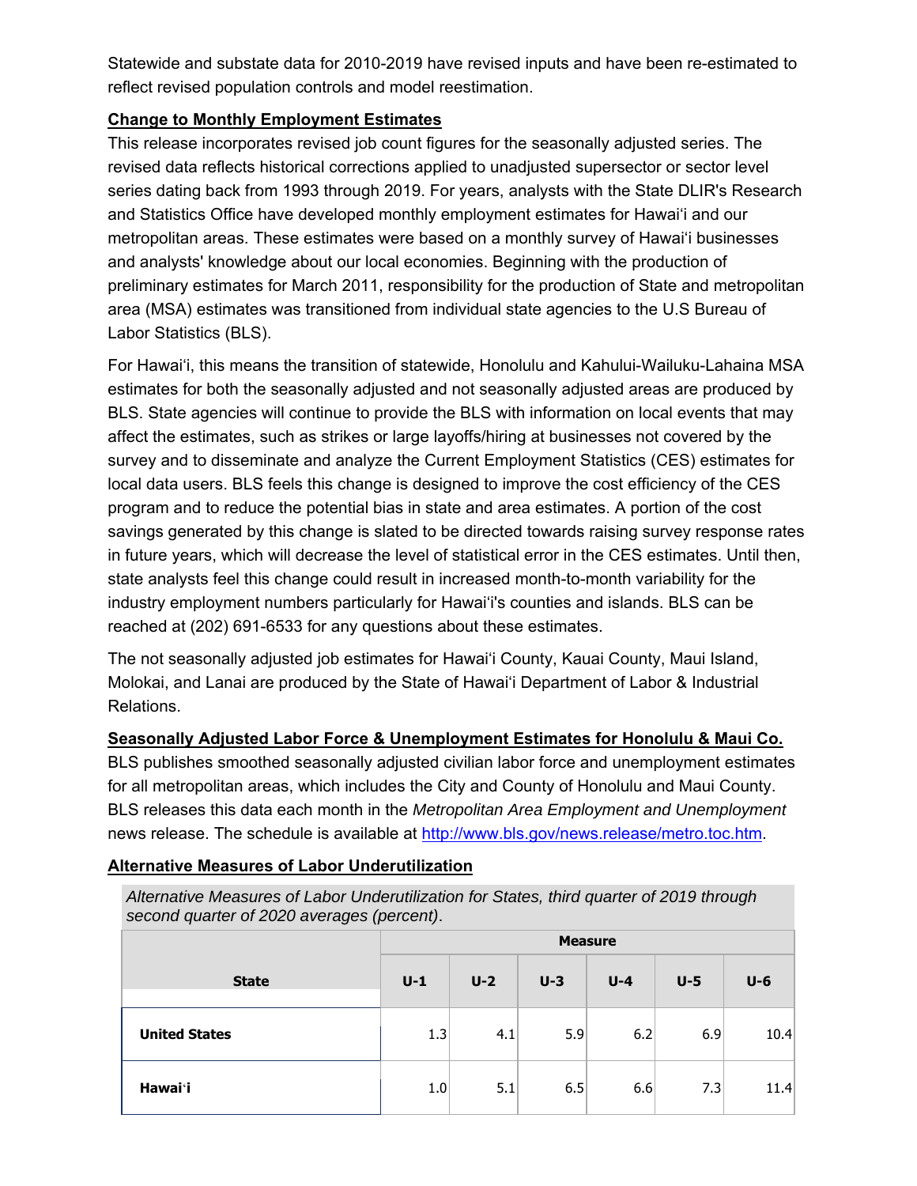Statewide and substate data for 2010-2019 have revised inputs and have been re-estimated to reflect revised population controls and model reestimation.

**Change to Monthly Employment Estimates**

This release incorporates revised job count figures for the seasonally adjusted series. The revised data reflects historical corrections applied to unadjusted supersector or sector level series dating back from 1993 through 2019. For years, analysts with the State DLIR's Research and Statistics Office have developed monthly employment estimates for Hawai'i and our metropolitan areas. These estimates were based on a monthly survey of Hawai'i businesses and analysts' knowledge about our local economies. Beginning with the production of preliminary estimates for March 2011, responsibility for the production of State and metropolitan area (MSA) estimates was transitioned from individual state agencies to the U.S Bureau of Labor Statistics (BLS).

For Hawai'i, this means the transition of statewide, Honolulu and Kahului-Wailuku-Lahaina MSA estimates for both the seasonally adjusted and not seasonally adjusted areas are produced by BLS. State agencies will continue to provide the BLS with information on local events that may affect the estimates, such as strikes or large layoffs/hiring at businesses not covered by the survey and to disseminate and analyze the Current Employment Statistics (CES) estimates for local data users. BLS feels this change is designed to improve the cost efficiency of the CES program and to reduce the potential bias in state and area estimates. A portion of the cost savings generated by this change is slated to be directed towards raising survey response rates in future years, which will decrease the level of statistical error in the CES estimates. Until then, state analysts feel this change could result in increased month-to-month variability for the industry employment numbers particularly for Hawai'i's counties and islands. BLS can be reached at (202) 691-6533 for any questions about these estimates.

The not seasonally adjusted job estimates for Hawai'i County, Kauai County, Maui Island, Molokai, and Lanai are produced by the State of Hawai'i Department of Labor & Industrial Relations.

**Seasonally Adjusted Labor Force & Unemployment Estimates for Honolulu & Maui Co.**

BLS publishes smoothed seasonally adjusted civilian labor force and unemployment estimates for all metropolitan areas, which includes the City and County of Honolulu and Maui County. BLS releases this data each month in the *Metropolitan Area Employment and Unemployment* news release. The schedule is available at http://www.bls.gov/news.release/metro.toc.htm.

**Alternative Measures of Labor Underutilization**

*Alternative Measures of Labor Underutilization for States, third quarter of 2019 through second quarter of 2020 averages (percent).*

| State | Measure | | | | | |
|---|---|---|---|---|---|---|
| | U-1 | U-2 | U-3 | U-4 | U-5 | U-6 |
| **United States** | 1.3 | 4.1 | 5.9 | 6.2 | 6.9 | 10.4 |
| **Hawai'i** | 1.0 | 5.1 | 6.5 | 6.6 | 7.3 | 11.4 |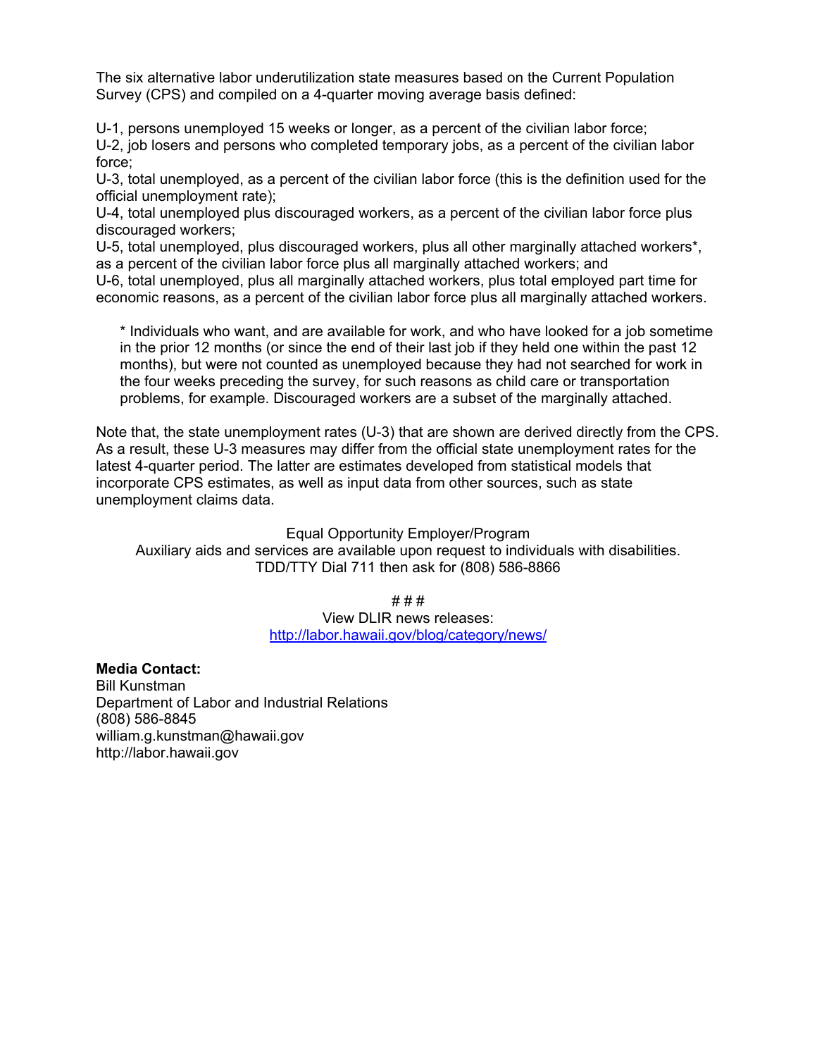The six alternative labor underutilization state measures based on the Current Population Survey (CPS) and compiled on a 4-quarter moving average basis defined:

U-1, persons unemployed 15 weeks or longer, as a percent of the civilian labor force;
U-2, job losers and persons who completed temporary jobs, as a percent of the civilian labor force;
U-3, total unemployed, as a percent of the civilian labor force (this is the definition used for the official unemployment rate);
U-4, total unemployed plus discouraged workers, as a percent of the civilian labor force plus discouraged workers;
U-5, total unemployed, plus discouraged workers, plus all other marginally attached workers*, as a percent of the civilian labor force plus all marginally attached workers; and
U-6, total unemployed, plus all marginally attached workers, plus total employed part time for economic reasons, as a percent of the civilian labor force plus all marginally attached workers.

> * Individuals who want, and are available for work, and who have looked for a job sometime in the prior 12 months (or since the end of their last job if they held one within the past 12 months), but were not counted as unemployed because they had not searched for work in the four weeks preceding the survey, for such reasons as child care or transportation problems, for example. Discouraged workers are a subset of the marginally attached.

Note that, the state unemployment rates (U-3) that are shown are derived directly from the CPS. As a result, these U-3 measures may differ from the official state unemployment rates for the latest 4-quarter period. The latter are estimates developed from statistical models that incorporate CPS estimates, as well as input data from other sources, such as state unemployment claims data.

Equal Opportunity Employer/Program
Auxiliary aids and services are available upon request to individuals with disabilities.
TDD/TTY Dial 711 then ask for (808) 586-8866

# # #

View DLIR news releases:
http://labor.hawaii.gov/blog/category/news/

**Media Contact:**
Bill Kunstman
Department of Labor and Industrial Relations
(808) 586-8845
william.g.kunstman@hawaii.gov
http://labor.hawaii.gov